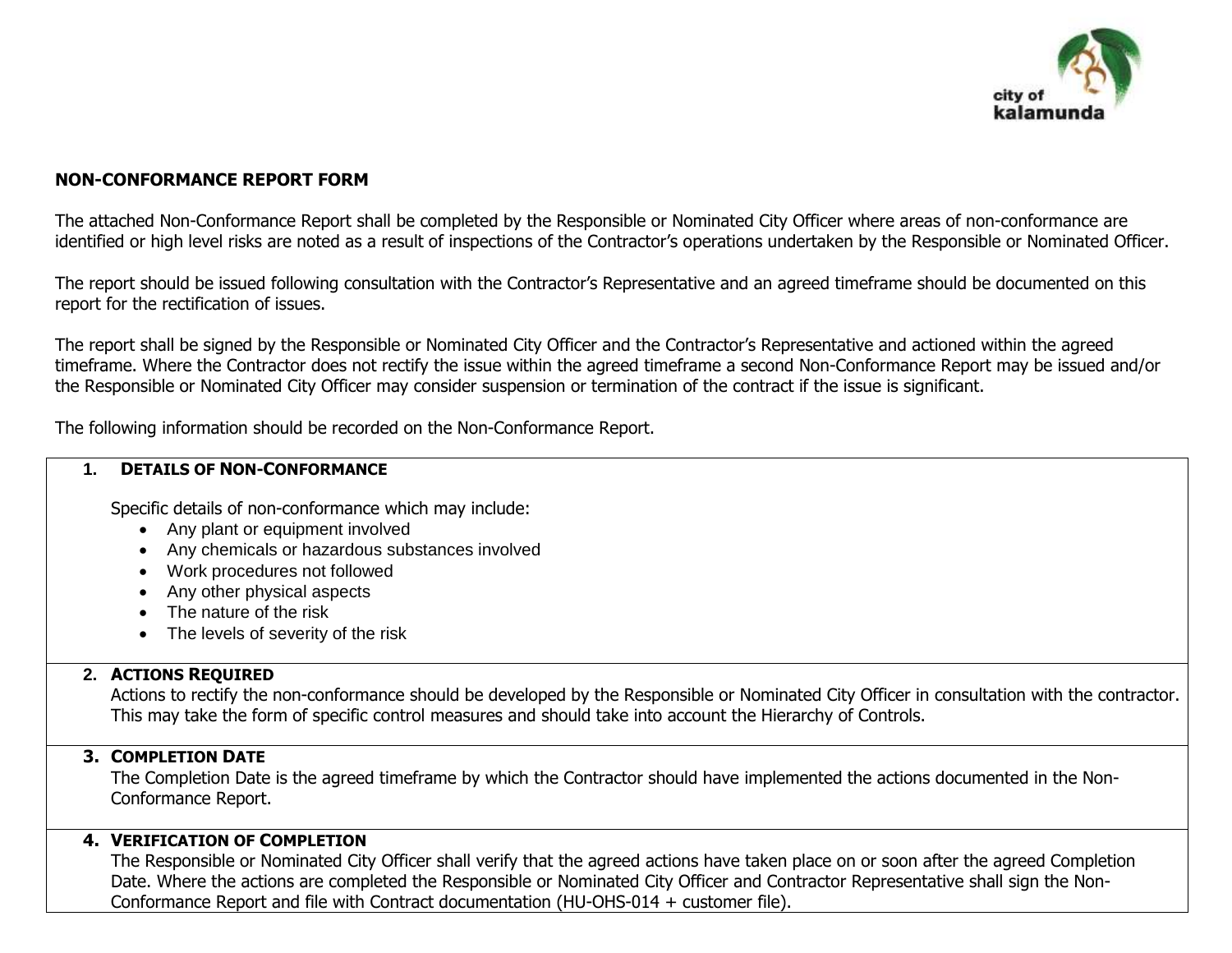# NON-CONFORMANCE REPORT FORM

The attached Non-Conformance Report shall be completed by the Responsible or Nominated City Officer where areas of non-conformance are identified or high level risks are noted as a result of inspections of the Contractor's operations undertaken by the Responsible or Nominated Officer.

The report should be issued following consultation with the Contractor's Representative and an agreed timeframe should be documented on this report for the rectification of issues.

The report shall be signed by the Responsible or Nominated City Officer and the Contractor's Representative and actioned within the agreed timeframe. Where the Contractor does not rectify the issue within the agreed timeframe a second Non-Conformance Report may be issued and/or the Responsible or Nominated City Officer may consider suspension or termination of the contract if the issue is significant.

The following information should be recorded on the Non-Conformance Report.

## 1. DETAILS OF NON-CONFORMANCE

Specific details of non-conformance which may include:

- Any plant or equipment involved
- Any chemicals or hazardous substances involved
- Work procedures not followed
- Any other physical aspects
- The nature of the risk
- The levels of severity of the risk

## 2. ACTIONS REQUIRED

Actions to rectify the non-conformance should be developed by the Responsible or Nominated City Officer in consultation with the contractor. This may take the form of specific control measures and should take into account the Hierarchy of Controls.

## 3. COMPLETION DATE

The Completion Date is the agreed timeframe by which the Contractor should have implemented the actions documented in the Non-Conformance Report.

## 4. VERIFICATION OF COMPLETION

The Responsible or Nominated City Officer shall verify that the agreed actions have taken place on or soon after the agreed Completion Date. Where the actions are completed the Responsible or Nominated City Officer and Contractor Representative shall sign the Non-Conformance Report and file with Contract documentation (HU-OHS-014 + customer file).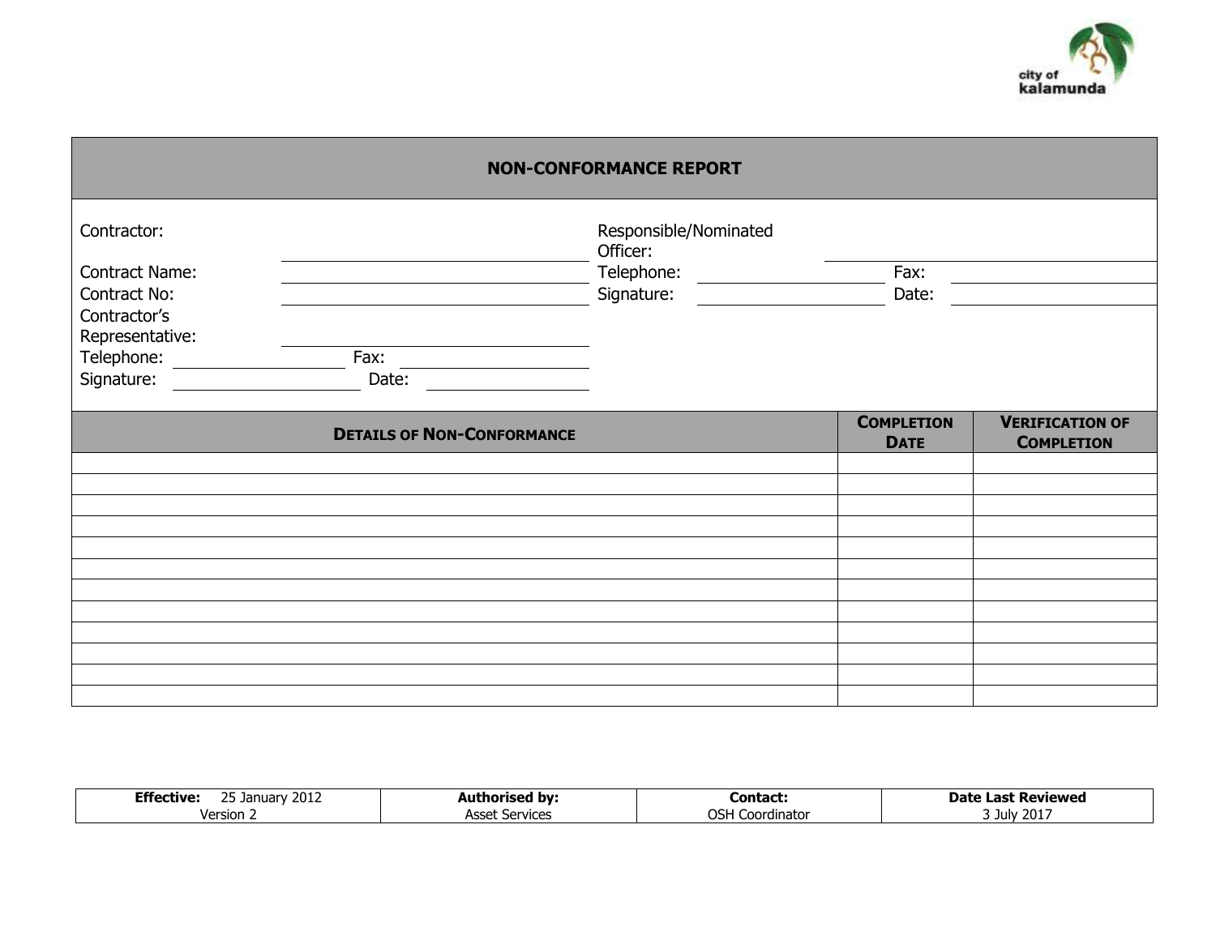# NON-CONFORMANCE REPORT

Contractor: ______________________

Contract Name: ______________________

Contract No: ______________________

Contractor's Representative: ______________________

Telephone: ______________ Fax: ______________

Signature: ______________ Date: ______________

Responsible/Nominated Officer: ______________________

Telephone: ______________ Fax: ______________

Signature: ______________ Date: ______________

| DETAILS OF NON-CONFORMANCE | COMPLETION DATE | VERIFICATION OF COMPLETION |
|---|---|---|
| | | |
| | | |
| | | |
| | | |
| | | |
| | | |
| | | |
| | | |
| | | |
| | | |
| | | |
| | | |

| **Effective:** 25 January 2012 | **Authorised by:** | **Contact:** | **Date Last Reviewed** |
|---|---|---|---|
| Version 2 | Asset Services | OSH Coordinator | 3 July 2017 |